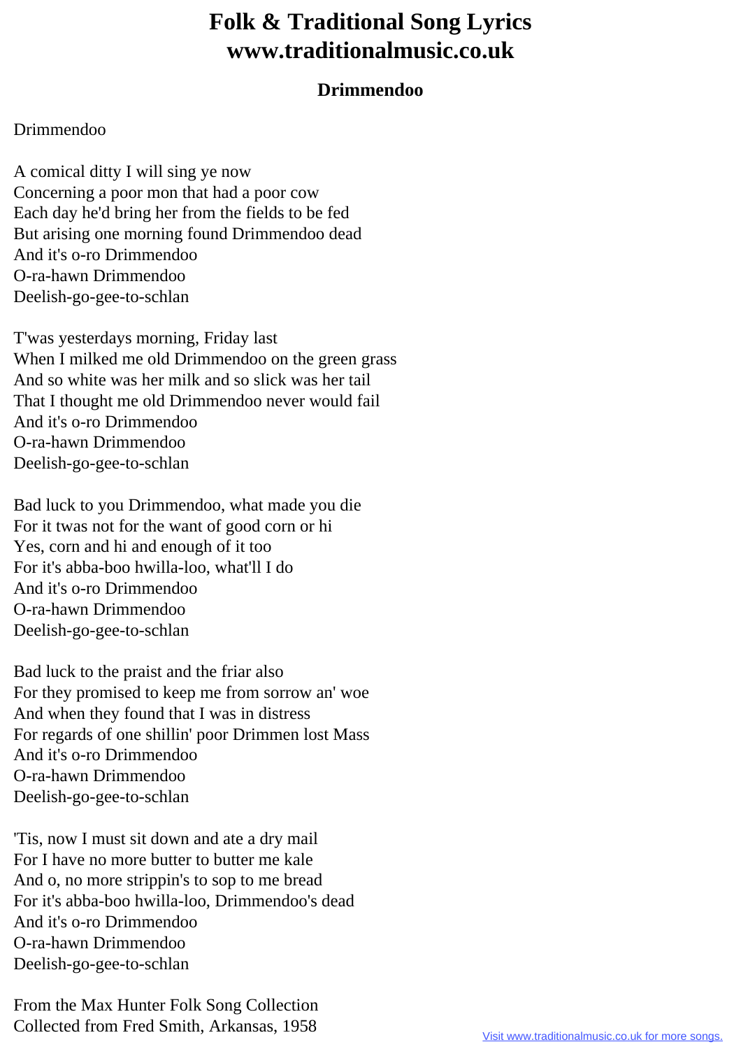# Folk & Traditional Song Lyrics
# www.traditionalmusic.co.uk

### Drimmendoo

Drimmendoo

A comical ditty I will sing ye now
Concerning a poor mon that had a poor cow
Each day he'd bring her from the fields to be fed
But arising one morning found Drimmendoo dead
And it's o-ro Drimmendoo
O-ra-hawn Drimmendoo
Deelish-go-gee-to-schlan

T'was yesterdays morning, Friday last
When I milked me old Drimmendoo on the green grass
And so white was her milk and so slick was her tail
That I thought me old Drimmendoo never would fail
And it's o-ro Drimmendoo
O-ra-hawn Drimmendoo
Deelish-go-gee-to-schlan

Bad luck to you Drimmendoo, what made you die
For it twas not for the want of good corn or hi
Yes, corn and hi and enough of it too
For it's abba-boo hwilla-loo, what'll I do
And it's o-ro Drimmendoo
O-ra-hawn Drimmendoo
Deelish-go-gee-to-schlan

Bad luck to the praist and the friar also
For they promised to keep me from sorrow an' woe
And when they found that I was in distress
For regards of one shillin' poor Drimmen lost Mass
And it's o-ro Drimmendoo
O-ra-hawn Drimmendoo
Deelish-go-gee-to-schlan

'Tis, now I must sit down and ate a dry mail
For I have no more butter to butter me kale
And o, no more strippin's to sop to me bread
For it's abba-boo hwilla-loo, Drimmendoo's dead
And it's o-ro Drimmendoo
O-ra-hawn Drimmendoo
Deelish-go-gee-to-schlan

From the Max Hunter Folk Song Collection
Collected from Fred Smith, Arkansas, 1958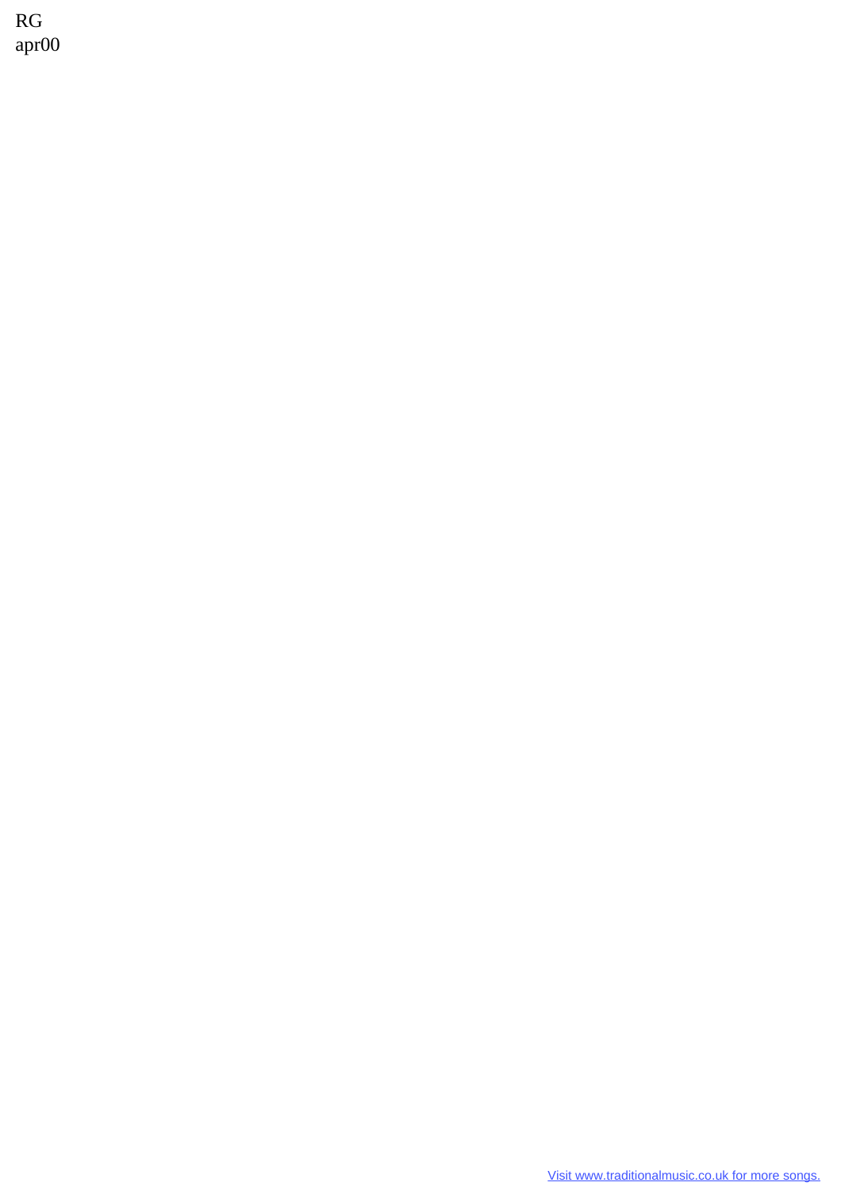RG
apr00

Visit www.traditionalmusic.co.uk for more songs.